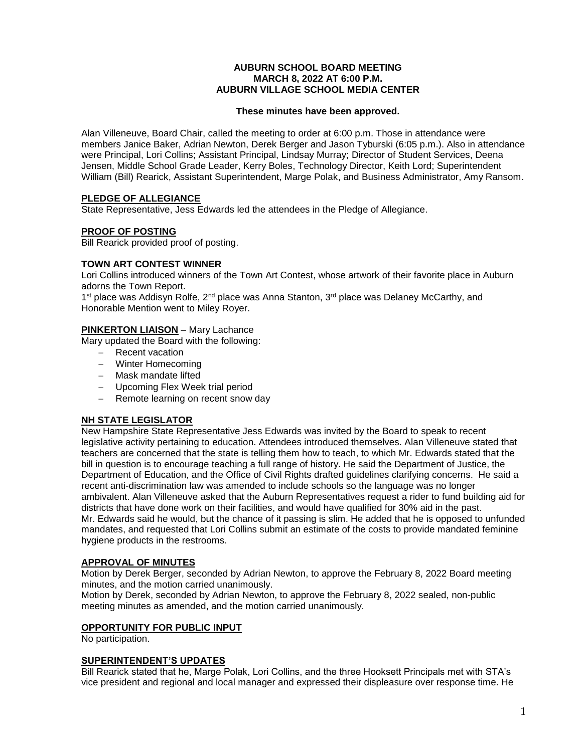# AUBURN SCHOOL BOARD MEETING
# MARCH 8, 2022 AT 6:00 P.M.
# AUBURN VILLAGE SCHOOL MEDIA CENTER

**These minutes have been approved.**

Alan Villeneuve, Board Chair, called the meeting to order at 6:00 p.m. Those in attendance were members Janice Baker, Adrian Newton, Derek Berger and Jason Tyburski (6:05 p.m.). Also in attendance were Principal, Lori Collins; Assistant Principal, Lindsay Murray; Director of Student Services, Deena Jensen, Middle School Grade Leader, Kerry Boles, Technology Director, Keith Lord; Superintendent William (Bill) Rearick, Assistant Superintendent, Marge Polak, and Business Administrator, Amy Ransom.

## PLEDGE OF ALLEGIANCE

State Representative, Jess Edwards led the attendees in the Pledge of Allegiance.

## PROOF OF POSTING

Bill Rearick provided proof of posting.

## TOWN ART CONTEST WINNER

Lori Collins introduced winners of the Town Art Contest, whose artwork of their favorite place in Auburn adorns the Town Report.

1st place was Addisyn Rolfe, 2nd place was Anna Stanton, 3rd place was Delaney McCarthy, and Honorable Mention went to Miley Royer.

## PINKERTON LIAISON – Mary Lachance

Mary updated the Board with the following:

- Recent vacation
- Winter Homecoming
- Mask mandate lifted
- Upcoming Flex Week trial period
- Remote learning on recent snow day

## NH STATE LEGISLATOR

New Hampshire State Representative Jess Edwards was invited by the Board to speak to recent legislative activity pertaining to education. Attendees introduced themselves. Alan Villeneuve stated that teachers are concerned that the state is telling them how to teach, to which Mr. Edwards stated that the bill in question is to encourage teaching a full range of history. He said the Department of Justice, the Department of Education, and the Office of Civil Rights drafted guidelines clarifying concerns. He said a recent anti-discrimination law was amended to include schools so the language was no longer ambivalent. Alan Villeneuve asked that the Auburn Representatives request a rider to fund building aid for districts that have done work on their facilities, and would have qualified for 30% aid in the past. Mr. Edwards said he would, but the chance of it passing is slim. He added that he is opposed to unfunded mandates, and requested that Lori Collins submit an estimate of the costs to provide mandated feminine hygiene products in the restrooms.

## APPROVAL OF MINUTES

Motion by Derek Berger, seconded by Adrian Newton, to approve the February 8, 2022 Board meeting minutes, and the motion carried unanimously.

Motion by Derek, seconded by Adrian Newton, to approve the February 8, 2022 sealed, non-public meeting minutes as amended, and the motion carried unanimously.

## OPPORTUNITY FOR PUBLIC INPUT

No participation.

## SUPERINTENDENT'S UPDATES

Bill Rearick stated that he, Marge Polak, Lori Collins, and the three Hooksett Principals met with STA's vice president and regional and local manager and expressed their displeasure over response time. He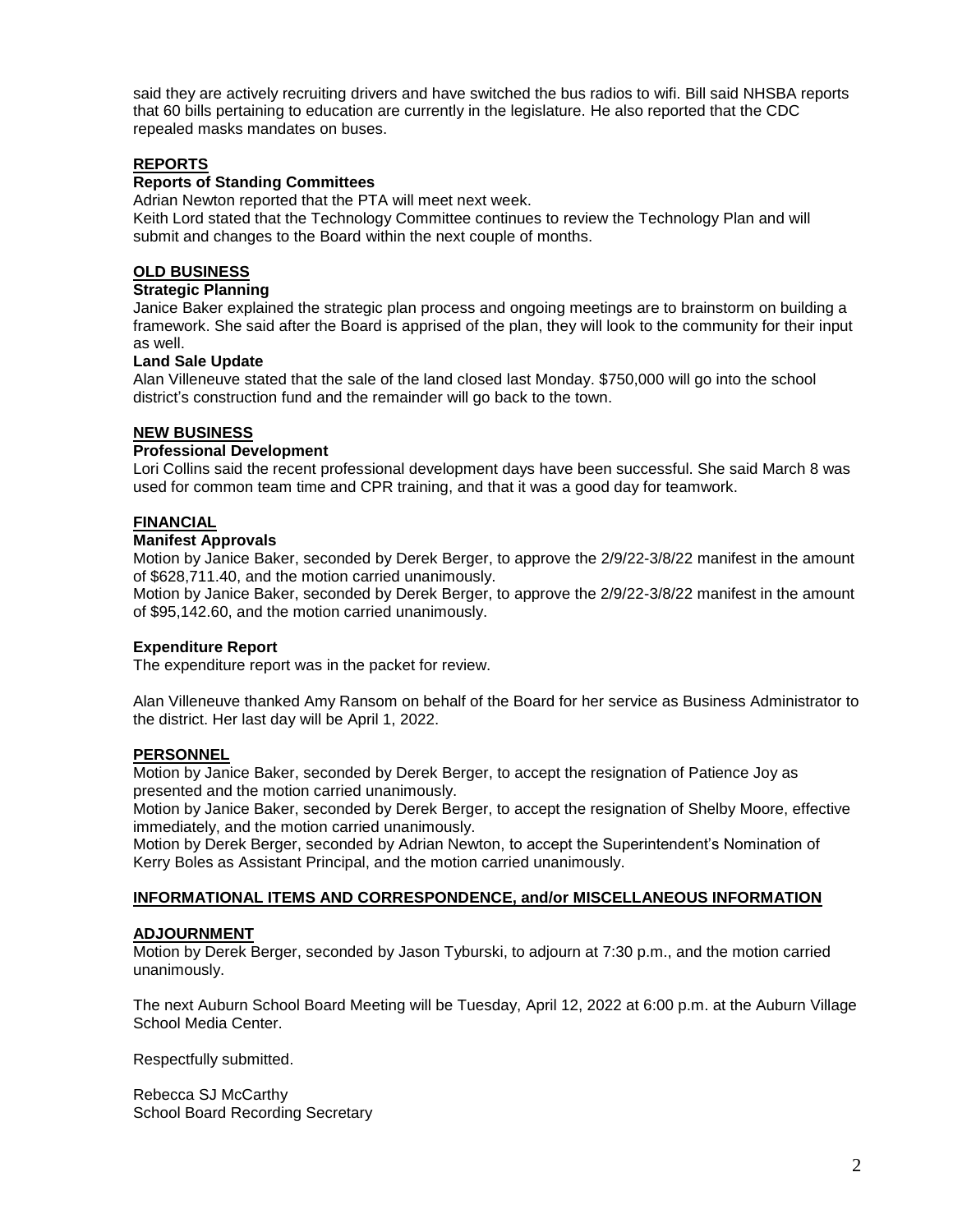said they are actively recruiting drivers and have switched the bus radios to wifi. Bill said NHSBA reports that 60 bills pertaining to education are currently in the legislature. He also reported that the CDC repealed masks mandates on buses.

## REPORTS

### Reports of Standing Committees

Adrian Newton reported that the PTA will meet next week.
Keith Lord stated that the Technology Committee continues to review the Technology Plan and will submit and changes to the Board within the next couple of months.

## OLD BUSINESS

### Strategic Planning

Janice Baker explained the strategic plan process and ongoing meetings are to brainstorm on building a framework. She said after the Board is apprised of the plan, they will look to the community for their input as well.

### Land Sale Update

Alan Villeneuve stated that the sale of the land closed last Monday. $750,000 will go into the school district's construction fund and the remainder will go back to the town.

## NEW BUSINESS

### Professional Development

Lori Collins said the recent professional development days have been successful. She said March 8 was used for common team time and CPR training, and that it was a good day for teamwork.

## FINANCIAL

### Manifest Approvals

Motion by Janice Baker, seconded by Derek Berger, to approve the 2/9/22-3/8/22 manifest in the amount of $628,711.40, and the motion carried unanimously.
Motion by Janice Baker, seconded by Derek Berger, to approve the 2/9/22-3/8/22 manifest in the amount of $95,142.60, and the motion carried unanimously.

### Expenditure Report

The expenditure report was in the packet for review.

Alan Villeneuve thanked Amy Ransom on behalf of the Board for her service as Business Administrator to the district. Her last day will be April 1, 2022.

## PERSONNEL

Motion by Janice Baker, seconded by Derek Berger, to accept the resignation of Patience Joy as presented and the motion carried unanimously.
Motion by Janice Baker, seconded by Derek Berger, to accept the resignation of Shelby Moore, effective immediately, and the motion carried unanimously.
Motion by Derek Berger, seconded by Adrian Newton, to accept the Superintendent's Nomination of Kerry Boles as Assistant Principal, and the motion carried unanimously.

## INFORMATIONAL ITEMS AND CORRESPONDENCE, and/or MISCELLANEOUS INFORMATION

## ADJOURNMENT

Motion by Derek Berger, seconded by Jason Tyburski, to adjourn at 7:30 p.m., and the motion carried unanimously.

The next Auburn School Board Meeting will be Tuesday, April 12, 2022 at 6:00 p.m. at the Auburn Village School Media Center.

Respectfully submitted.

Rebecca SJ McCarthy
School Board Recording Secretary